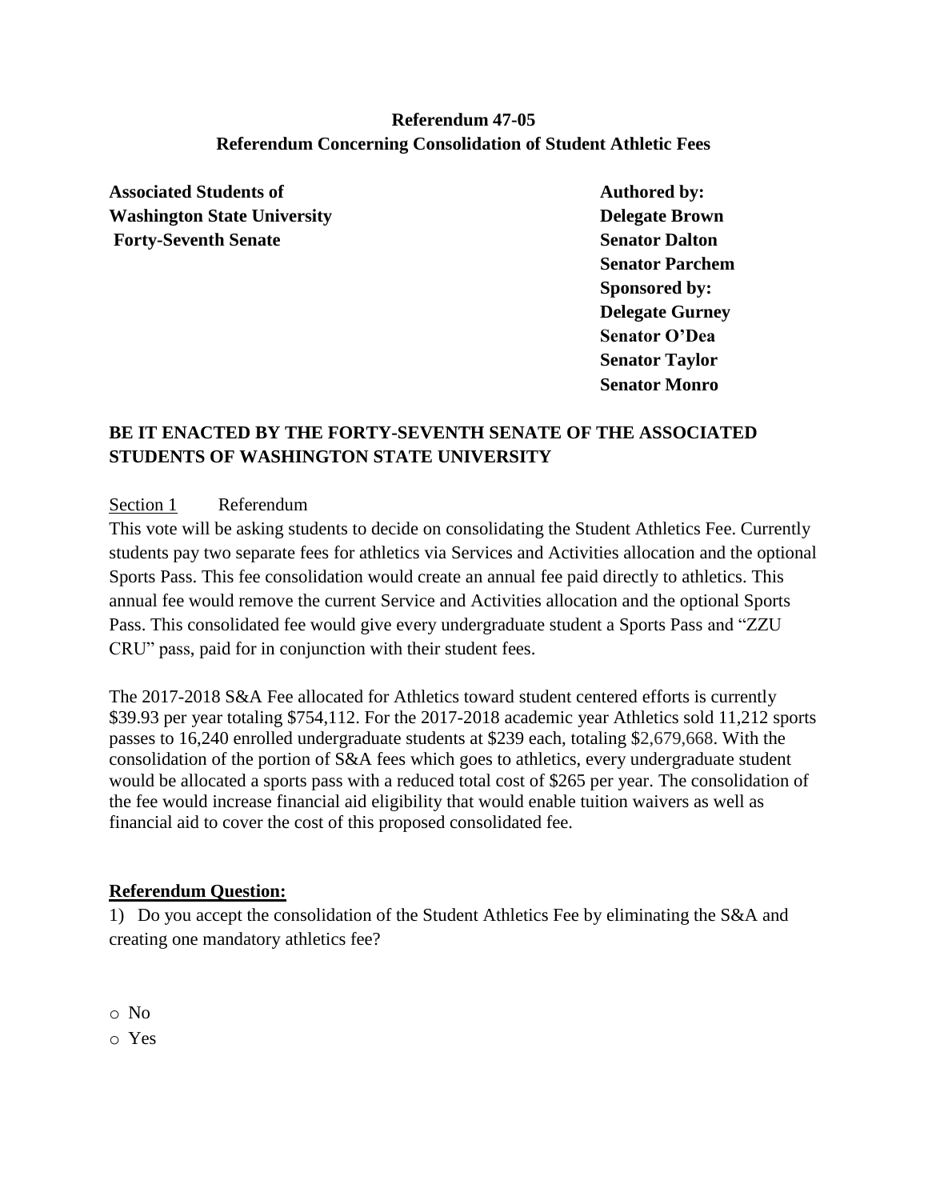**Referendum 47-05**
**Referendum Concerning Consolidation of Student Athletic Fees**

**Associated Students of Washington State University Forty-Seventh Senate**

**Authored by:**
**Delegate Brown**
**Senator Dalton**
**Senator Parchem**

**Sponsored by:**
**Delegate Gurney**
**Senator O'Dea**
**Senator Taylor**
**Senator Monro**

**BE IT ENACTED BY THE FORTY-SEVENTH SENATE OF THE ASSOCIATED STUDENTS OF WASHINGTON STATE UNIVERSITY**

Section 1 Referendum

This vote will be asking students to decide on consolidating the Student Athletics Fee. Currently students pay two separate fees for athletics via Services and Activities allocation and the optional Sports Pass. This fee consolidation would create an annual fee paid directly to athletics. This annual fee would remove the current Service and Activities allocation and the optional Sports Pass. This consolidated fee would give every undergraduate student a Sports Pass and "ZZU CRU" pass, paid for in conjunction with their student fees.

The 2017-2018 S&A Fee allocated for Athletics toward student centered efforts is currently $39.93 per year totaling $754,112. For the 2017-2018 academic year Athletics sold 11,212 sports passes to 16,240 enrolled undergraduate students at $239 each, totaling $2,679,668. With the consolidation of the portion of S&A fees which goes to athletics, every undergraduate student would be allocated a sports pass with a reduced total cost of $265 per year. The consolidation of the fee would increase financial aid eligibility that would enable tuition waivers as well as financial aid to cover the cost of this proposed consolidated fee.

**Referendum Question:**

1) Do you accept the consolidation of the Student Athletics Fee by eliminating the S&A and creating one mandatory athletics fee?

- ○ No
- ○ Yes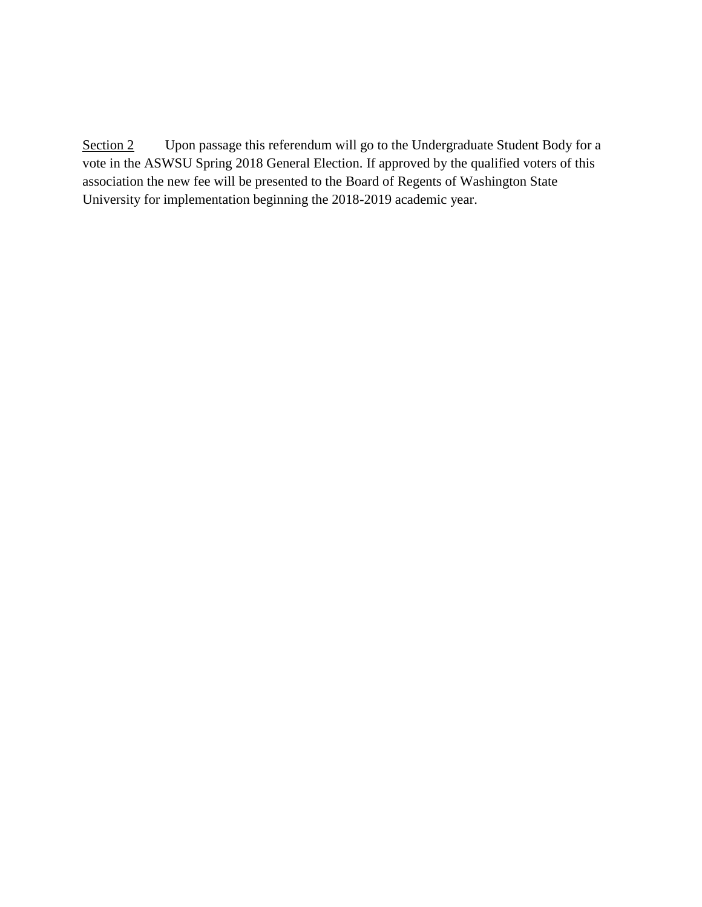<u>Section 2</u> Upon passage this referendum will go to the Undergraduate Student Body for a vote in the ASWSU Spring 2018 General Election. If approved by the qualified voters of this association the new fee will be presented to the Board of Regents of Washington State University for implementation beginning the 2018-2019 academic year.